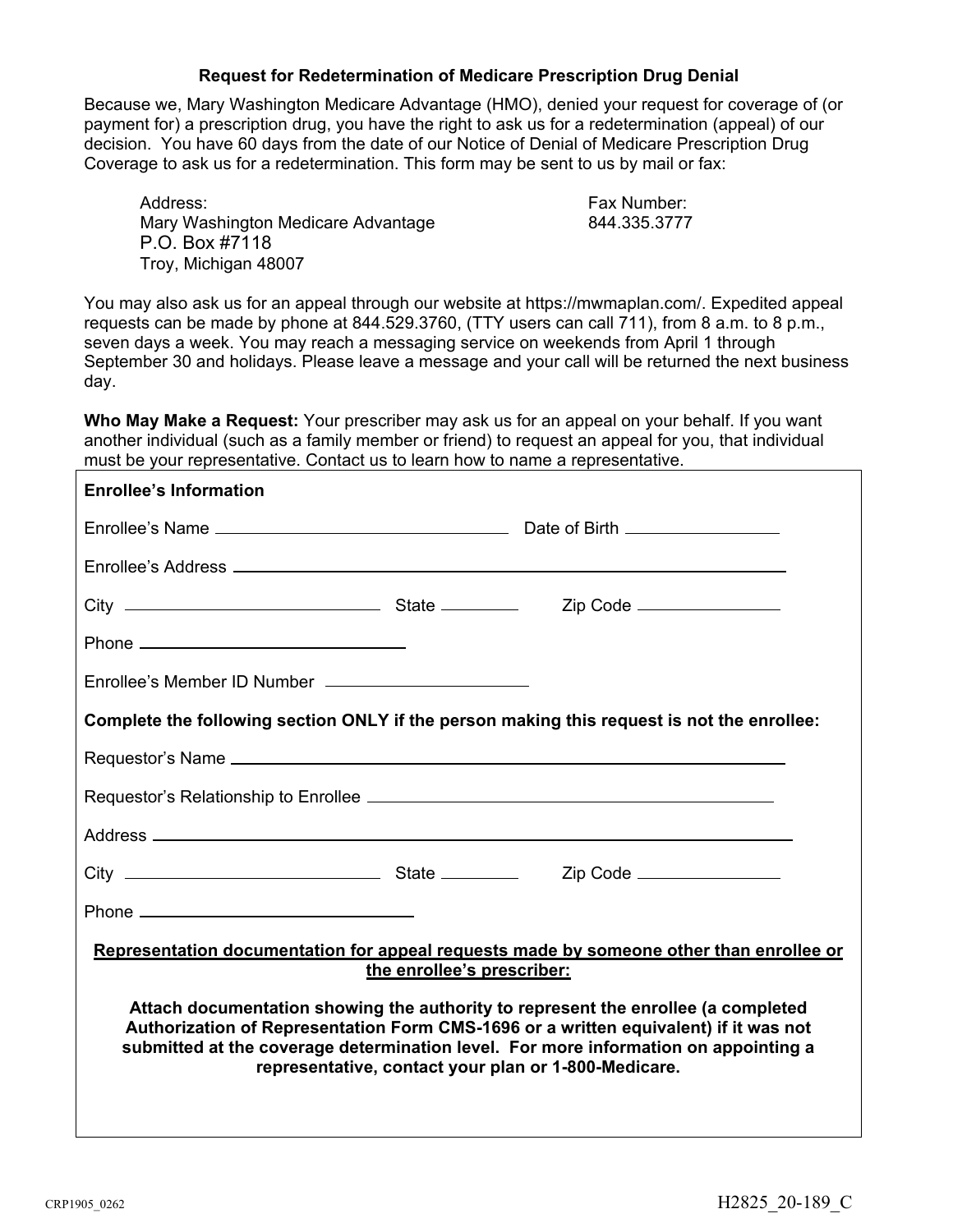## Request for Redetermination of Medicare Prescription Drug Denial

Because we, Mary Washington Medicare Advantage (HMO), denied your request for coverage of (or payment for) a prescription drug, you have the right to ask us for a redetermination (appeal) of our decision. You have 60 days from the date of our Notice of Denial of Medicare Prescription Drug Coverage to ask us for a redetermination. This form may be sent to us by mail or fax:

Address:
Mary Washington Medicare Advantage
P.O. Box #7118
Troy, Michigan 48007

Fax Number:
844.335.3777

You may also ask us for an appeal through our website at https://mwmaplan.com/. Expedited appeal requests can be made by phone at 844.529.3760, (TTY users can call 711), from 8 a.m. to 8 p.m., seven days a week. You may reach a messaging service on weekends from April 1 through September 30 and holidays. Please leave a message and your call will be returned the next business day.

**Who May Make a Request:** Your prescriber may ask us for an appeal on your behalf. If you want another individual (such as a family member or friend) to request an appeal for you, that individual must be your representative. Contact us to learn how to name a representative.

**Enrollee's Information**

Enrollee's Name ____________________ Date of Birth ____________

Enrollee's Address ________________________________________

City ____________________ State ________ Zip Code ____________

Phone ____________________

Enrollee's Member ID Number ____________________

**Complete the following section ONLY if the person making this request is not the enrollee:**

Requestor's Name ________________________________________

Requestor's Relationship to Enrollee ____________________________

Address ________________________________________

City ____________________ State ________ Zip Code ____________

Phone ____________________

**Representation documentation for appeal requests made by someone other than enrollee or the enrollee's prescriber:**

**Attach documentation showing the authority to represent the enrollee (a completed Authorization of Representation Form CMS-1696 or a written equivalent) if it was not submitted at the coverage determination level. For more information on appointing a representative, contact your plan or 1-800-Medicare.**

CRP1905_0262

H2825_20-189_C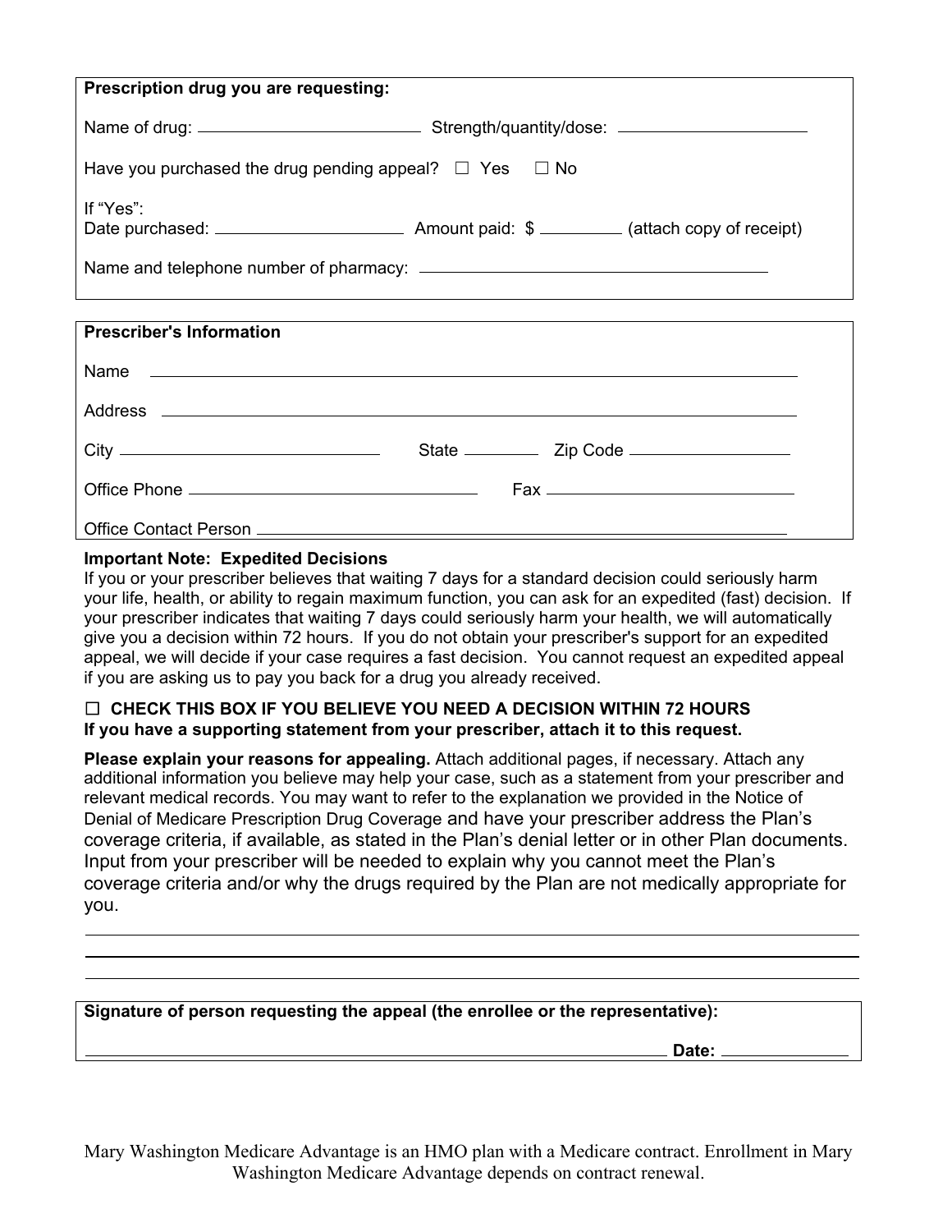**Prescription drug you are requesting:**

Name of drug: ________________________ Strength/quantity/dose: ____________________

Have you purchased the drug pending appeal? ☐ Yes ☐ No

If "Yes":
Date purchased: ____________________ Amount paid: $ _________ (attach copy of receipt)

Name and telephone number of pharmacy: ________________________________________

**Prescriber's Information**

Name ________________________________________________________________

Address ______________________________________________________________

City ______________________________ State _________ Zip Code __________________

Office Phone ________________________________ Fax ______________________________

Office Contact Person ______________________________________________________

**Important Note: Expedited Decisions**

If you or your prescriber believes that waiting 7 days for a standard decision could seriously harm your life, health, or ability to regain maximum function, you can ask for an expedited (fast) decision. If your prescriber indicates that waiting 7 days could seriously harm your health, we will automatically give you a decision within 72 hours. If you do not obtain your prescriber's support for an expedited appeal, we will decide if your case requires a fast decision. You cannot request an expedited appeal if you are asking us to pay you back for a drug you already received.

**☐ CHECK THIS BOX IF YOU BELIEVE YOU NEED A DECISION WITHIN 72 HOURS**
**If you have a supporting statement from your prescriber, attach it to this request.**

**Please explain your reasons for appealing.** Attach additional pages, if necessary. Attach any additional information you believe may help your case, such as a statement from your prescriber and relevant medical records. You may want to refer to the explanation we provided in the Notice of Denial of Medicare Prescription Drug Coverage and have your prescriber address the Plan's coverage criteria, if available, as stated in the Plan's denial letter or in other Plan documents. Input from your prescriber will be needed to explain why you cannot meet the Plan's coverage criteria and/or why the drugs required by the Plan are not medically appropriate for you.

______________________________________________________________________

______________________________________________________________________

______________________________________________________________________

**Signature of person requesting the appeal (the enrollee or the representative):**

______________________________________________________ **Date:** ______________

Mary Washington Medicare Advantage is an HMO plan with a Medicare contract. Enrollment in Mary Washington Medicare Advantage depends on contract renewal.